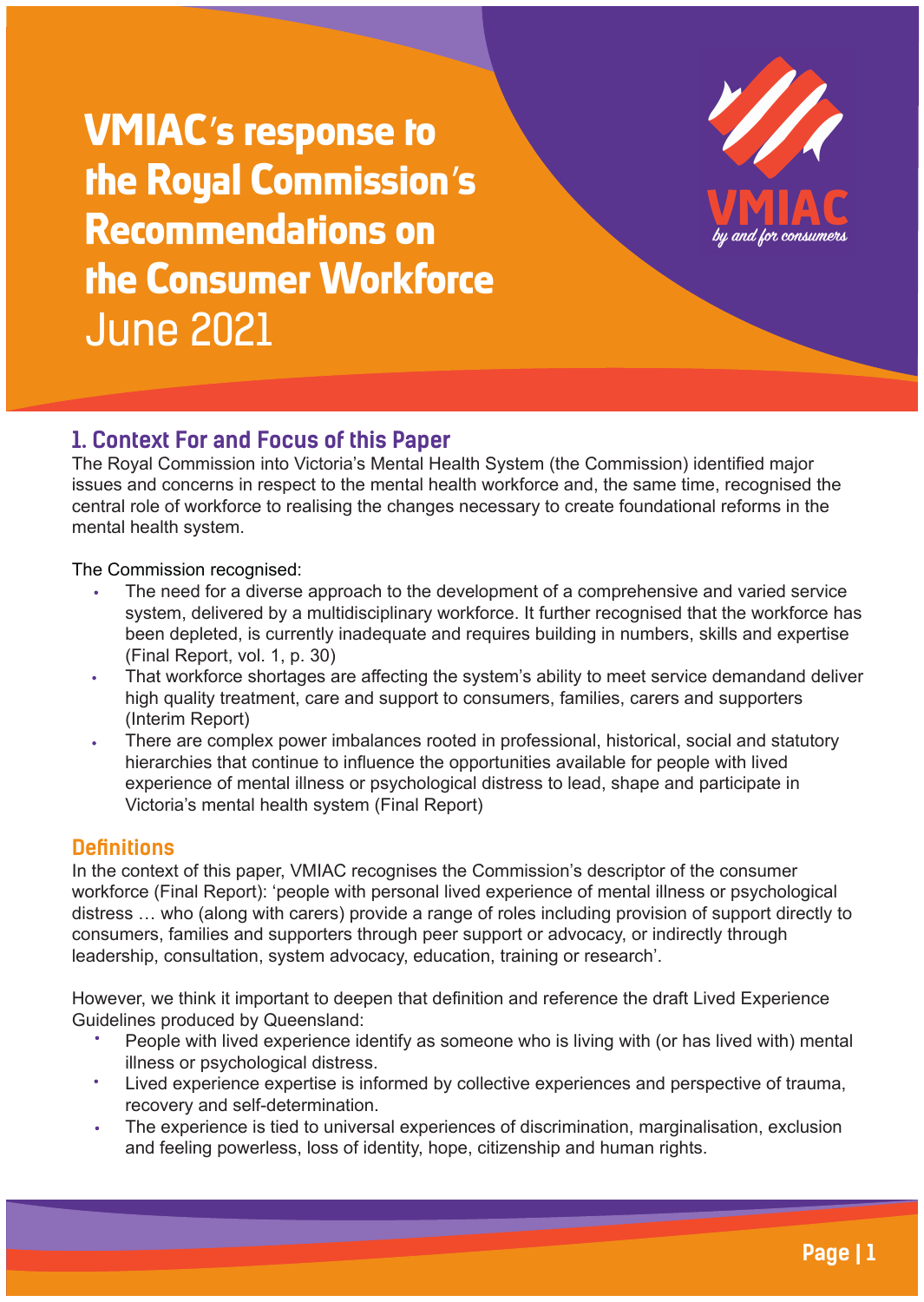# VMIAC's response to the Royal Commission's Recommendations on the Consumer Workforce June 2021

VMIAC
by and for consumers

## 1. Context For and Focus of this Paper

The Royal Commission into Victoria's Mental Health System (the Commission) identified major issues and concerns in respect to the mental health workforce and, the same time, recognised the central role of workforce to realising the changes necessary to create foundational reforms in the mental health system.

The Commission recognised:

- The need for a diverse approach to the development of a comprehensive and varied service system, delivered by a multidisciplinary workforce. It further recognised that the workforce has been depleted, is currently inadequate and requires building in numbers, skills and expertise (Final Report, vol. 1, p. 30)
- That workforce shortages are affecting the system's ability to meet service demandand deliver high quality treatment, care and support to consumers, families, carers and supporters (Interim Report)
- There are complex power imbalances rooted in professional, historical, social and statutory hierarchies that continue to influence the opportunities available for people with lived experience of mental illness or psychological distress to lead, shape and participate in Victoria's mental health system (Final Report)

### Definitions

In the context of this paper, VMIAC recognises the Commission's descriptor of the consumer workforce (Final Report): 'people with personal lived experience of mental illness or psychological distress … who (along with carers) provide a range of roles including provision of support directly to consumers, families and supporters through peer support or advocacy, or indirectly through leadership, consultation, system advocacy, education, training or research'.

However, we think it important to deepen that definition and reference the draft Lived Experience Guidelines produced by Queensland:

- People with lived experience identify as someone who is living with (or has lived with) mental illness or psychological distress.
- Lived experience expertise is informed by collective experiences and perspective of trauma, recovery and self-determination.
- The experience is tied to universal experiences of discrimination, marginalisation, exclusion and feeling powerless, loss of identity, hope, citizenship and human rights.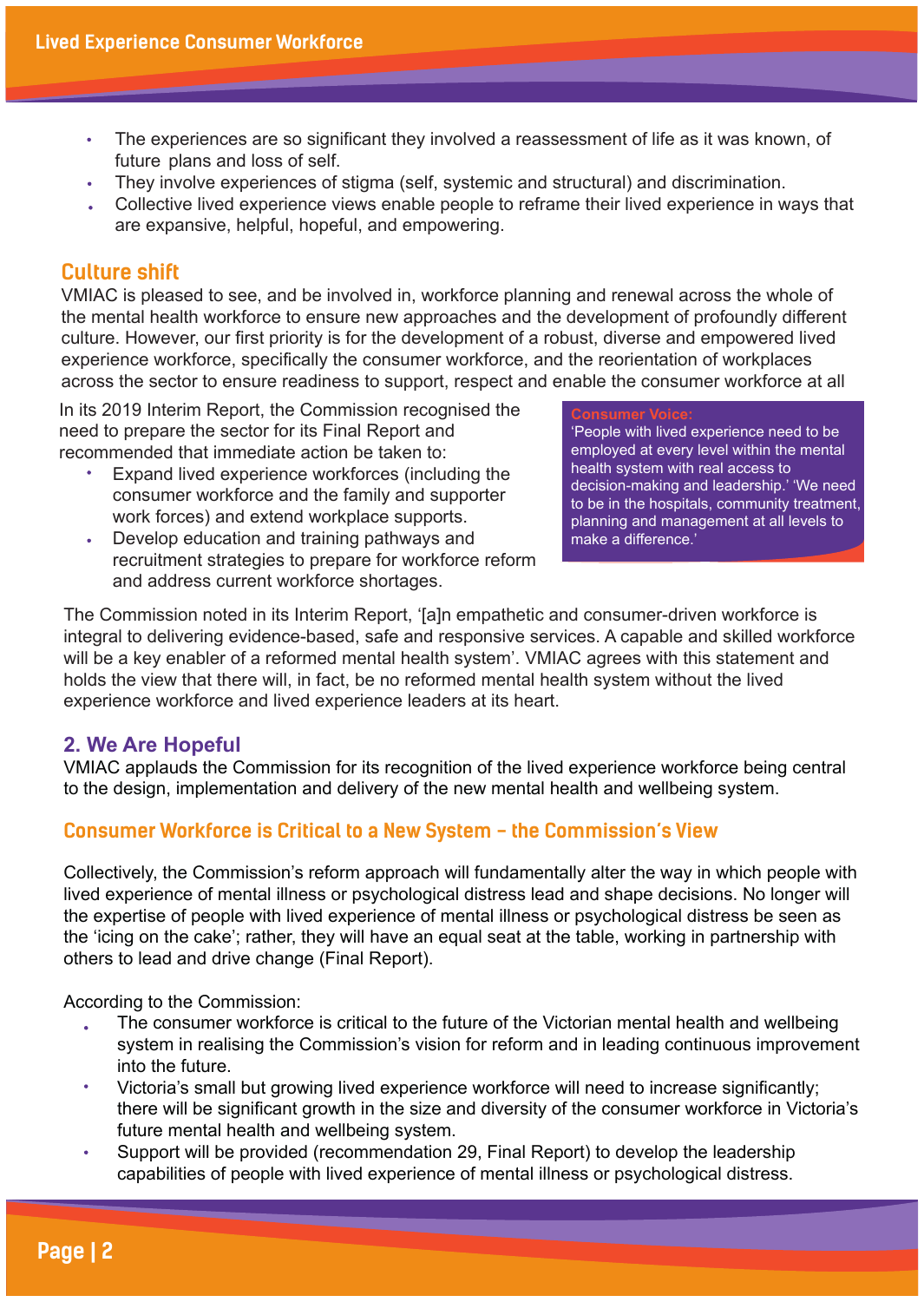- The experiences are so significant they involved a reassessment of life as it was known, of future plans and loss of self.
- They involve experiences of stigma (self, systemic and structural) and discrimination.
- Collective lived experience views enable people to reframe their lived experience in ways that are expansive, helpful, hopeful, and empowering.

## Culture shift

VMIAC is pleased to see, and be involved in, workforce planning and renewal across the whole of the mental health workforce to ensure new approaches and the development of profoundly different culture. However, our first priority is for the development of a robust, diverse and empowered lived experience workforce, specifically the consumer workforce, and the reorientation of workplaces across the sector to ensure readiness to support, respect and enable the consumer workforce at all

In its 2019 Interim Report, the Commission recognised the need to prepare the sector for its Final Report and recommended that immediate action be taken to:

- Expand lived experience workforces (including the consumer workforce and the family and supporter work forces) and extend workplace supports.
- Develop education and training pathways and recruitment strategies to prepare for workforce reform and address current workforce shortages.

**Consumer Voice:**
'People with lived experience need to be employed at every level within the mental health system with real access to decision-making and leadership.' 'We need to be in the hospitals, community treatment, planning and management at all levels to make a difference.'

The Commission noted in its Interim Report, '[a]n empathetic and consumer-driven workforce is integral to delivering evidence-based, safe and responsive services. A capable and skilled workforce will be a key enabler of a reformed mental health system'. VMIAC agrees with this statement and holds the view that there will, in fact, be no reformed mental health system without the lived experience workforce and lived experience leaders at its heart.

## 2. We Are Hopeful

VMIAC applauds the Commission for its recognition of the lived experience workforce being central to the design, implementation and delivery of the new mental health and wellbeing system.

### Consumer Workforce is Critical to a New System – the Commission's View

Collectively, the Commission's reform approach will fundamentally alter the way in which people with lived experience of mental illness or psychological distress lead and shape decisions. No longer will the expertise of people with lived experience of mental illness or psychological distress be seen as the 'icing on the cake'; rather, they will have an equal seat at the table, working in partnership with others to lead and drive change (Final Report).

According to the Commission:

- The consumer workforce is critical to the future of the Victorian mental health and wellbeing system in realising the Commission's vision for reform and in leading continuous improvement into the future.
- Victoria's small but growing lived experience workforce will need to increase significantly; there will be significant growth in the size and diversity of the consumer workforce in Victoria's future mental health and wellbeing system.
- Support will be provided (recommendation 29, Final Report) to develop the leadership capabilities of people with lived experience of mental illness or psychological distress.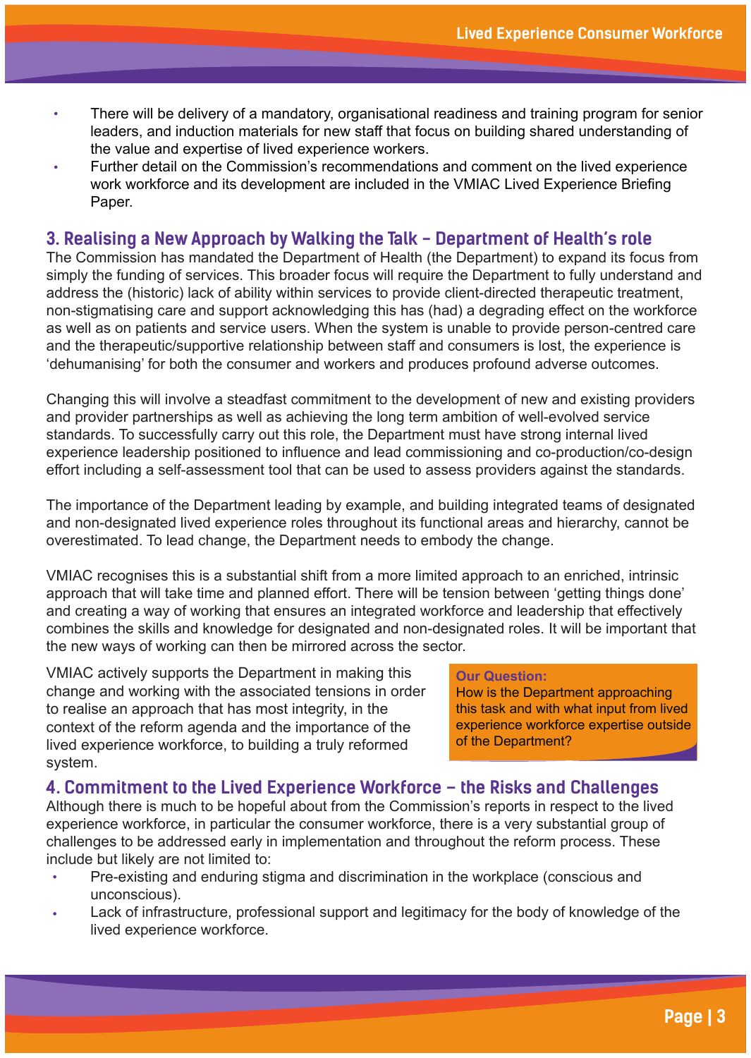- There will be delivery of a mandatory, organisational readiness and training program for senior leaders, and induction materials for new staff that focus on building shared understanding of the value and expertise of lived experience workers.
- Further detail on the Commission's recommendations and comment on the lived experience work workforce and its development are included in the VMIAC Lived Experience Briefing Paper.

## 3. Realising a New Approach by Walking the Talk – Department of Health's role

The Commission has mandated the Department of Health (the Department) to expand its focus from simply the funding of services. This broader focus will require the Department to fully understand and address the (historic) lack of ability within services to provide client-directed therapeutic treatment, non-stigmatising care and support acknowledging this has (had) a degrading effect on the workforce as well as on patients and service users. When the system is unable to provide person-centred care and the therapeutic/supportive relationship between staff and consumers is lost, the experience is 'dehumanising' for both the consumer and workers and produces profound adverse outcomes.

Changing this will involve a steadfast commitment to the development of new and existing providers and provider partnerships as well as achieving the long term ambition of well-evolved service standards. To successfully carry out this role, the Department must have strong internal lived experience leadership positioned to influence and lead commissioning and co-production/co-design effort including a self-assessment tool that can be used to assess providers against the standards.

The importance of the Department leading by example, and building integrated teams of designated and non-designated lived experience roles throughout its functional areas and hierarchy, cannot be overestimated. To lead change, the Department needs to embody the change.

VMIAC recognises this is a substantial shift from a more limited approach to an enriched, intrinsic approach that will take time and planned effort. There will be tension between 'getting things done' and creating a way of working that ensures an integrated workforce and leadership that effectively combines the skills and knowledge for designated and non-designated roles. It will be important that the new ways of working can then be mirrored across the sector.

VMIAC actively supports the Department in making this change and working with the associated tensions in order to realise an approach that has most integrity, in the context of the reform agenda and the importance of the lived experience workforce, to building a truly reformed system.

**Our Question:**
How is the Department approaching this task and with what input from lived experience workforce expertise outside of the Department?

## 4. Commitment to the Lived Experience Workforce – the Risks and Challenges

Although there is much to be hopeful about from the Commission's reports in respect to the lived experience workforce, in particular the consumer workforce, there is a very substantial group of challenges to be addressed early in implementation and throughout the reform process. These include but likely are not limited to:

- Pre-existing and enduring stigma and discrimination in the workplace (conscious and unconscious).
- Lack of infrastructure, professional support and legitimacy for the body of knowledge of the lived experience workforce.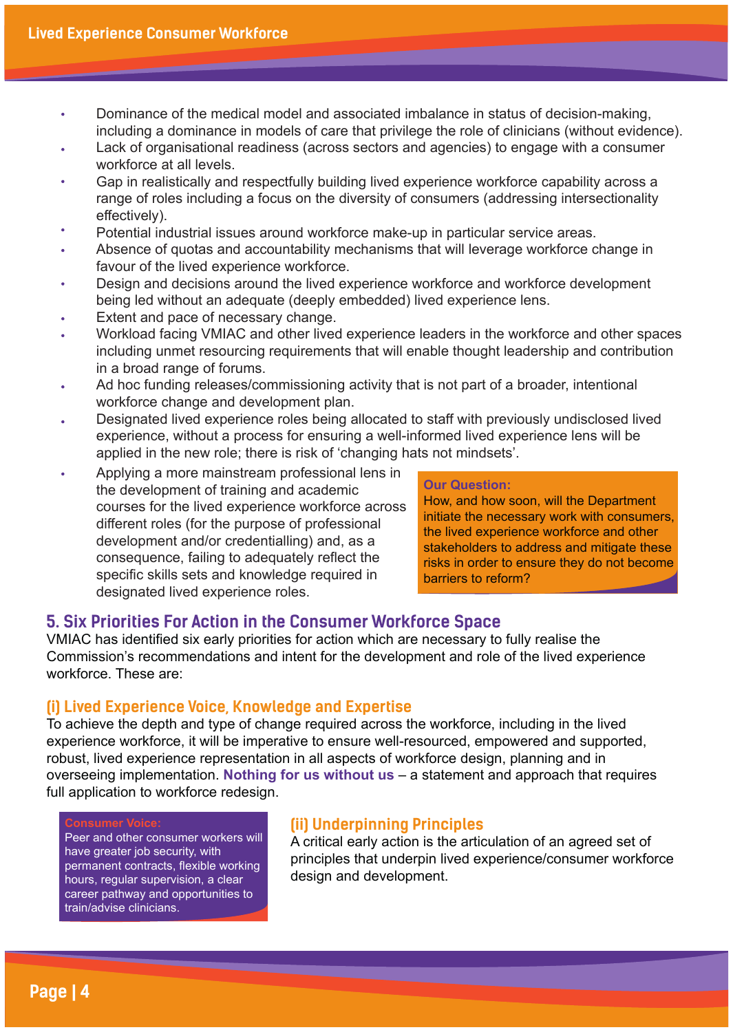- Dominance of the medical model and associated imbalance in status of decision-making, including a dominance in models of care that privilege the role of clinicians (without evidence).
- Lack of organisational readiness (across sectors and agencies) to engage with a consumer workforce at all levels.
- Gap in realistically and respectfully building lived experience workforce capability across a range of roles including a focus on the diversity of consumers (addressing intersectionality effectively).
- Potential industrial issues around workforce make-up in particular service areas.
- Absence of quotas and accountability mechanisms that will leverage workforce change in favour of the lived experience workforce.
- Design and decisions around the lived experience workforce and workforce development being led without an adequate (deeply embedded) lived experience lens.
- Extent and pace of necessary change.
- Workload facing VMIAC and other lived experience leaders in the workforce and other spaces including unmet resourcing requirements that will enable thought leadership and contribution in a broad range of forums.
- Ad hoc funding releases/commissioning activity that is not part of a broader, intentional workforce change and development plan.
- Designated lived experience roles being allocated to staff with previously undisclosed lived experience, without a process for ensuring a well-informed lived experience lens will be applied in the new role; there is risk of 'changing hats not mindsets'.
- Applying a more mainstream professional lens in the development of training and academic courses for the lived experience workforce across different roles (for the purpose of professional development and/or credentialling) and, as a consequence, failing to adequately reflect the specific skills sets and knowledge required in designated lived experience roles.

**Our Question:**
How, and how soon, will the Department initiate the necessary work with consumers, the lived experience workforce and other stakeholders to address and mitigate these risks in order to ensure they do not become barriers to reform?

## 5. Six Priorities For Action in the Consumer Workforce Space

VMIAC has identified six early priorities for action which are necessary to fully realise the Commission's recommendations and intent for the development and role of the lived experience workforce. These are:

### (i) Lived Experience Voice, Knowledge and Expertise

To achieve the depth and type of change required across the workforce, including in the lived experience workforce, it will be imperative to ensure well-resourced, empowered and supported, robust, lived experience representation in all aspects of workforce design, planning and in overseeing implementation. **Nothing for us without us** – a statement and approach that requires full application to workforce redesign.

**Consumer Voice:**
Peer and other consumer workers will have greater job security, with permanent contracts, flexible working hours, regular supervision, a clear career pathway and opportunities to train/advise clinicians.

### (ii) Underpinning Principles

A critical early action is the articulation of an agreed set of principles that underpin lived experience/consumer workforce design and development.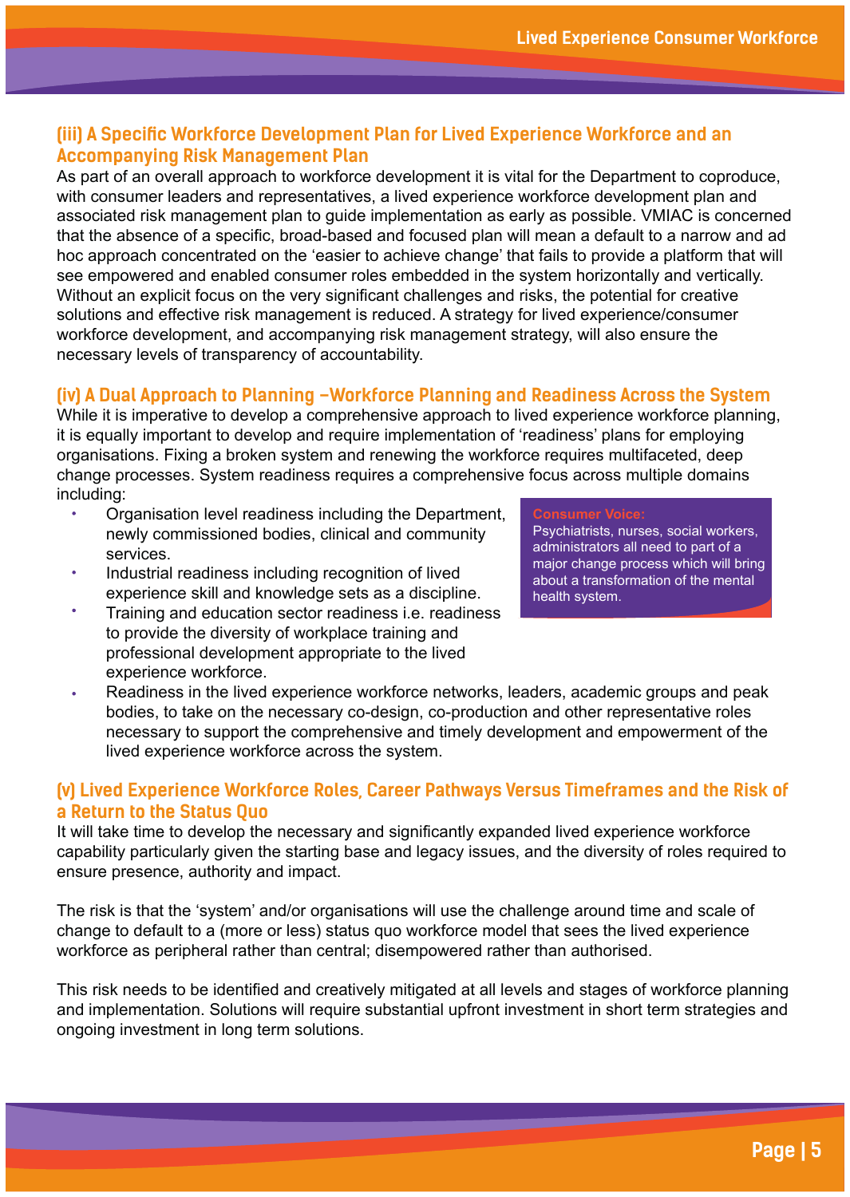### (iii) A Specific Workforce Development Plan for Lived Experience Workforce and an Accompanying Risk Management Plan

As part of an overall approach to workforce development it is vital for the Department to coproduce, with consumer leaders and representatives, a lived experience workforce development plan and associated risk management plan to guide implementation as early as possible. VMIAC is concerned that the absence of a specific, broad-based and focused plan will mean a default to a narrow and ad hoc approach concentrated on the 'easier to achieve change' that fails to provide a platform that will see empowered and enabled consumer roles embedded in the system horizontally and vertically. Without an explicit focus on the very significant challenges and risks, the potential for creative solutions and effective risk management is reduced. A strategy for lived experience/consumer workforce development, and accompanying risk management strategy, will also ensure the necessary levels of transparency of accountability.

### (iv) A Dual Approach to Planning –Workforce Planning and Readiness Across the System

While it is imperative to develop a comprehensive approach to lived experience workforce planning, it is equally important to develop and require implementation of 'readiness' plans for employing organisations. Fixing a broken system and renewing the workforce requires multifaceted, deep change processes. System readiness requires a comprehensive focus across multiple domains including:

- Organisation level readiness including the Department, newly commissioned bodies, clinical and community services.
- Industrial readiness including recognition of lived experience skill and knowledge sets as a discipline.
- Training and education sector readiness i.e. readiness to provide the diversity of workplace training and professional development appropriate to the lived experience workforce.
- Readiness in the lived experience workforce networks, leaders, academic groups and peak bodies, to take on the necessary co-design, co-production and other representative roles necessary to support the comprehensive and timely development and empowerment of the lived experience workforce across the system.

**Consumer Voice:**
Psychiatrists, nurses, social workers, administrators all need to part of a major change process which will bring about a transformation of the mental health system.

### (v) Lived Experience Workforce Roles, Career Pathways Versus Timeframes and the Risk of a Return to the Status Quo

It will take time to develop the necessary and significantly expanded lived experience workforce capability particularly given the starting base and legacy issues, and the diversity of roles required to ensure presence, authority and impact.

The risk is that the 'system' and/or organisations will use the challenge around time and scale of change to default to a (more or less) status quo workforce model that sees the lived experience workforce as peripheral rather than central; disempowered rather than authorised.

This risk needs to be identified and creatively mitigated at all levels and stages of workforce planning and implementation. Solutions will require substantial upfront investment in short term strategies and ongoing investment in long term solutions.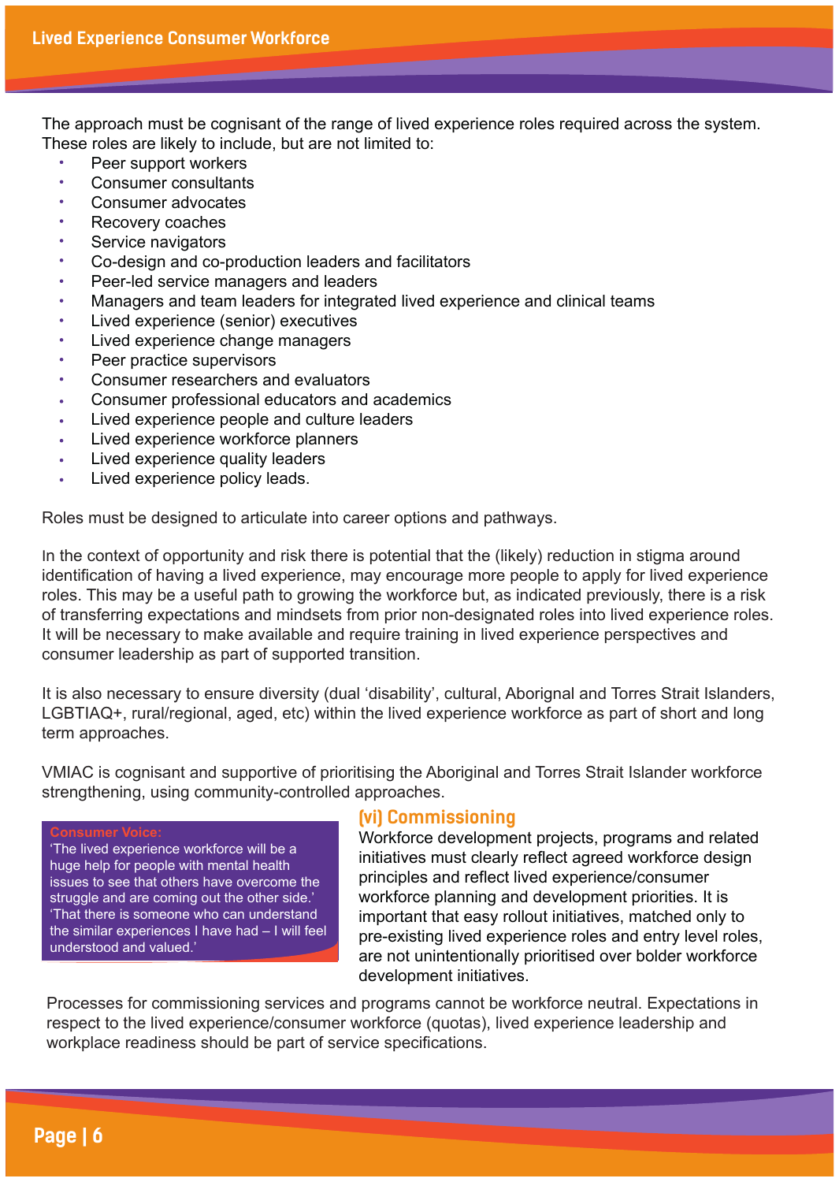The approach must be cognisant of the range of lived experience roles required across the system. These roles are likely to include, but are not limited to:

- Peer support workers
- Consumer consultants
- Consumer advocates
- Recovery coaches
- Service navigators
- Co-design and co-production leaders and facilitators
- Peer-led service managers and leaders
- Managers and team leaders for integrated lived experience and clinical teams
- Lived experience (senior) executives
- Lived experience change managers
- Peer practice supervisors
- Consumer researchers and evaluators
- Consumer professional educators and academics
- Lived experience people and culture leaders
- Lived experience workforce planners
- Lived experience quality leaders
- Lived experience policy leads.

Roles must be designed to articulate into career options and pathways.

In the context of opportunity and risk there is potential that the (likely) reduction in stigma around identification of having a lived experience, may encourage more people to apply for lived experience roles. This may be a useful path to growing the workforce but, as indicated previously, there is a risk of transferring expectations and mindsets from prior non-designated roles into lived experience roles. It will be necessary to make available and require training in lived experience perspectives and consumer leadership as part of supported transition.

It is also necessary to ensure diversity (dual 'disability', cultural, Aborignal and Torres Strait Islanders, LGBTIAQ+, rural/regional, aged, etc) within the lived experience workforce as part of short and long term approaches.

VMIAC is cognisant and supportive of prioritising the Aboriginal and Torres Strait Islander workforce strengthening, using community-controlled approaches.

**Consumer Voice:**
'The lived experience workforce will be a huge help for people with mental health issues to see that others have overcome the struggle and are coming out the other side.'
'That there is someone who can understand the similar experiences I have had – I will feel understood and valued.'

### (vi) Commissioning

Workforce development projects, programs and related initiatives must clearly reflect agreed workforce design principles and reflect lived experience/consumer workforce planning and development priorities. It is important that easy rollout initiatives, matched only to pre-existing lived experience roles and entry level roles, are not unintentionally prioritised over bolder workforce development initiatives.

Processes for commissioning services and programs cannot be workforce neutral. Expectations in respect to the lived experience/consumer workforce (quotas), lived experience leadership and workplace readiness should be part of service specifications.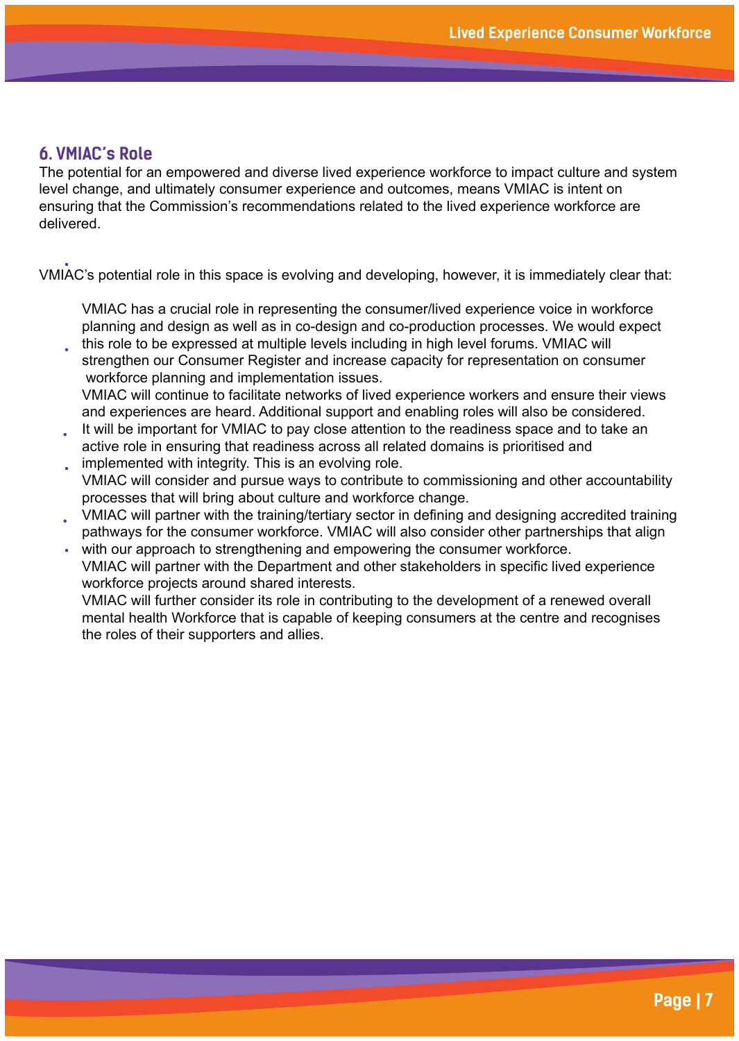## 6. VMIAC's Role

The potential for an empowered and diverse lived experience workforce to impact culture and system level change, and ultimately consumer experience and outcomes, means VMIAC is intent on ensuring that the Commission's recommendations related to the lived experience workforce are delivered.

VMIAC's potential role in this space is evolving and developing, however, it is immediately clear that:

- VMIAC has a crucial role in representing the consumer/lived experience voice in workforce planning and design as well as in co-design and co-production processes. We would expect this role to be expressed at multiple levels including in high level forums. VMIAC will strengthen our Consumer Register and increase capacity for representation on consumer workforce planning and implementation issues.
- VMIAC will continue to facilitate networks of lived experience workers and ensure their views and experiences are heard. Additional support and enabling roles will also be considered.
- It will be important for VMIAC to pay close attention to the readiness space and to take an active role in ensuring that readiness across all related domains is prioritised and implemented with integrity. This is an evolving role.
- VMIAC will consider and pursue ways to contribute to commissioning and other accountability processes that will bring about culture and workforce change.
- VMIAC will partner with the training/tertiary sector in defining and designing accredited training pathways for the consumer workforce. VMIAC will also consider other partnerships that align with our approach to strengthening and empowering the consumer workforce.
- VMIAC will partner with the Department and other stakeholders in specific lived experience workforce projects around shared interests.
- VMIAC will further consider its role in contributing to the development of a renewed overall mental health Workforce that is capable of keeping consumers at the centre and recognises the roles of their supporters and allies.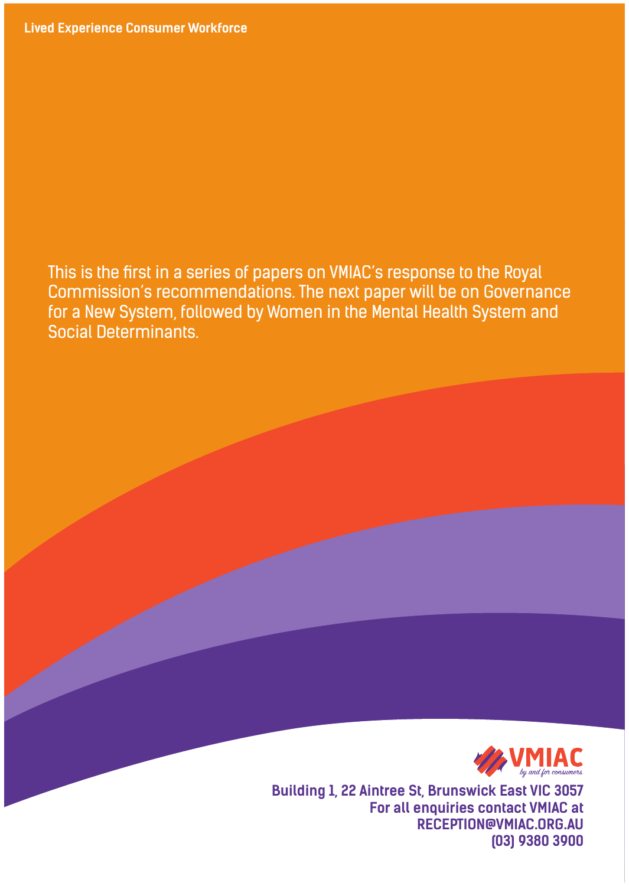Lived Experience Consumer Workforce

This is the first in a series of papers on VMIAC's response to the Royal Commission's recommendations. The next paper will be on Governance for a New System, followed by Women in the Mental Health System and Social Determinants.

VMIAC *by and for consumers*

**Building 1, 22 Aintree St, Brunswick East VIC 3057**
**For all enquiries contact VMIAC at**
**RECEPTION@VMIAC.ORG.AU**
**(03) 9380 3900**